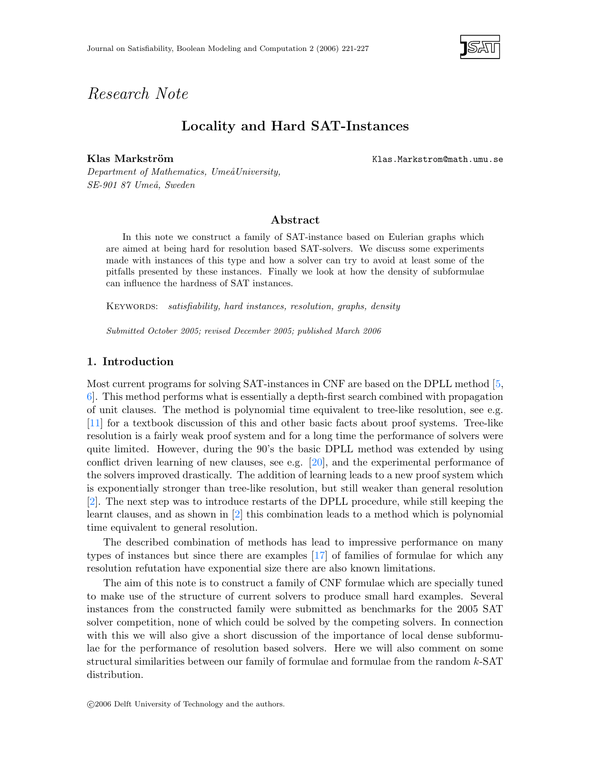*Research Note*

# Locality and Hard SAT-Instances

**Klas Markström** Klas.Markstrom@math.umu.se

*Department of Mathematics, UmeåUniversity,*
*SE-901 87 Umeå, Sweden*

## Abstract

In this note we construct a family of SAT-instance based on Eulerian graphs which are aimed at being hard for resolution based SAT-solvers. We discuss some experiments made with instances of this type and how a solver can try to avoid at least some of the pitfalls presented by these instances. Finally we look at how the density of subformulae can influence the hardness of SAT instances.

Keywords: *satisfiability, hard instances, resolution, graphs, density*

*Submitted October 2005; revised December 2005; published March 2006*

## 1. Introduction

Most current programs for solving SAT-instances in CNF are based on the DPLL method [5, 6]. This method performs what is essentially a depth-first search combined with propagation of unit clauses. The method is polynomial time equivalent to tree-like resolution, see e.g. [11] for a textbook discussion of this and other basic facts about proof systems. Tree-like resolution is a fairly weak proof system and for a long time the performance of solvers were quite limited. However, during the 90's the basic DPLL method was extended by using conflict driven learning of new clauses, see e.g. [20], and the experimental performance of the solvers improved drastically. The addition of learning leads to a new proof system which is exponentially stronger than tree-like resolution, but still weaker than general resolution [2]. The next step was to introduce restarts of the DPLL procedure, while still keeping the learnt clauses, and as shown in [2] this combination leads to a method which is polynomial time equivalent to general resolution.

The described combination of methods has lead to impressive performance on many types of instances but since there are examples [17] of families of formulae for which any resolution refutation have exponential size there are also known limitations.

The aim of this note is to construct a family of CNF formulae which are specially tuned to make use of the structure of current solvers to produce small hard examples. Several instances from the constructed family were submitted as benchmarks for the 2005 SAT solver competition, none of which could be solved by the competing solvers. In connection with this we will also give a short discussion of the importance of local dense subformulae for the performance of resolution based solvers. Here we will also comment on some structural similarities between our family of formulae and formulae from the random $k$-SAT distribution.

©2006 Delft University of Technology and the authors.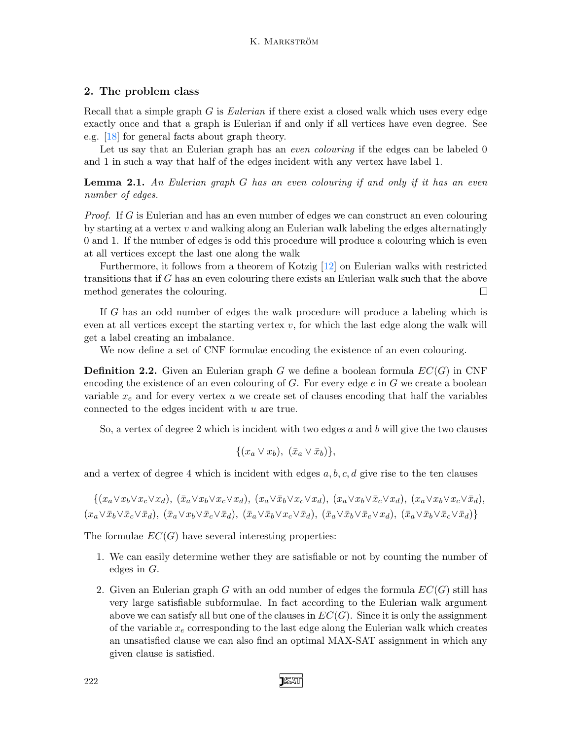## 2. The problem class

Recall that a simple graph $G$ is *Eulerian* if there exist a closed walk which uses every edge exactly once and that a graph is Eulerian if and only if all vertices have even degree. See e.g. [18] for general facts about graph theory.

Let us say that an Eulerian graph has an *even colouring* if the edges can be labeled 0 and 1 in such a way that half of the edges incident with any vertex have label 1.

**Lemma 2.1.** *An Eulerian graph $G$ has an even colouring if and only if it has an even number of edges.*

*Proof.* If $G$ is Eulerian and has an even number of edges we can construct an even colouring by starting at a vertex $v$ and walking along an Eulerian walk labeling the edges alternatingly 0 and 1. If the number of edges is odd this procedure will produce a colouring which is even at all vertices except the last one along the walk

Furthermore, it follows from a theorem of Kotzig [12] on Eulerian walks with restricted transitions that if $G$ has an even colouring there exists an Eulerian walk such that the above method generates the colouring. □

If $G$ has an odd number of edges the walk procedure will produce a labeling which is even at all vertices except the starting vertex $v$, for which the last edge along the walk will get a label creating an imbalance.

We now define a set of CNF formulae encoding the existence of an even colouring.

**Definition 2.2.** Given an Eulerian graph $G$ we define a boolean formula $EC(G)$ in CNF encoding the existence of an even colouring of $G$. For every edge $e$ in $G$ we create a boolean variable $x_e$ and for every vertex $u$ we create set of clauses encoding that half the variables connected to the edges incident with $u$ are true.

So, a vertex of degree 2 which is incident with two edges $a$ and $b$ will give the two clauses

$$\{(x_a \vee x_b),\ (\bar{x}_a \vee \bar{x}_b)\},$$

and a vertex of degree 4 which is incident with edges $a, b, c, d$ give rise to the ten clauses

$$\{(x_a \vee x_b \vee x_c \vee x_d),\ (\bar{x}_a \vee x_b \vee x_c \vee x_d),\ (x_a \vee \bar{x}_b \vee x_c \vee x_d),\ (x_a \vee x_b \vee \bar{x}_c \vee x_d),\ (x_a \vee x_b \vee x_c \vee \bar{x}_d),$$
$$(x_a \vee \bar{x}_b \vee \bar{x}_c \vee \bar{x}_d),\ (\bar{x}_a \vee x_b \vee \bar{x}_c \vee \bar{x}_d),\ (\bar{x}_a \vee \bar{x}_b \vee x_c \vee \bar{x}_d),\ (\bar{x}_a \vee \bar{x}_b \vee \bar{x}_c \vee x_d),\ (\bar{x}_a \vee \bar{x}_b \vee \bar{x}_c \vee \bar{x}_d)\}$$

The formulae $EC(G)$ have several interesting properties:

1. We can easily determine wether they are satisfiable or not by counting the number of edges in $G$.
2. Given an Eulerian graph $G$ with an odd number of edges the formula $EC(G)$ still has very large satisfiable subformulae. In fact according to the Eulerian walk argument above we can satisfy all but one of the clauses in $EC(G)$. Since it is only the assignment of the variable $x_e$ corresponding to the last edge along the Eulerian walk which creates an unsatisfied clause we can also find an optimal MAX-SAT assignment in which any given clause is satisfied.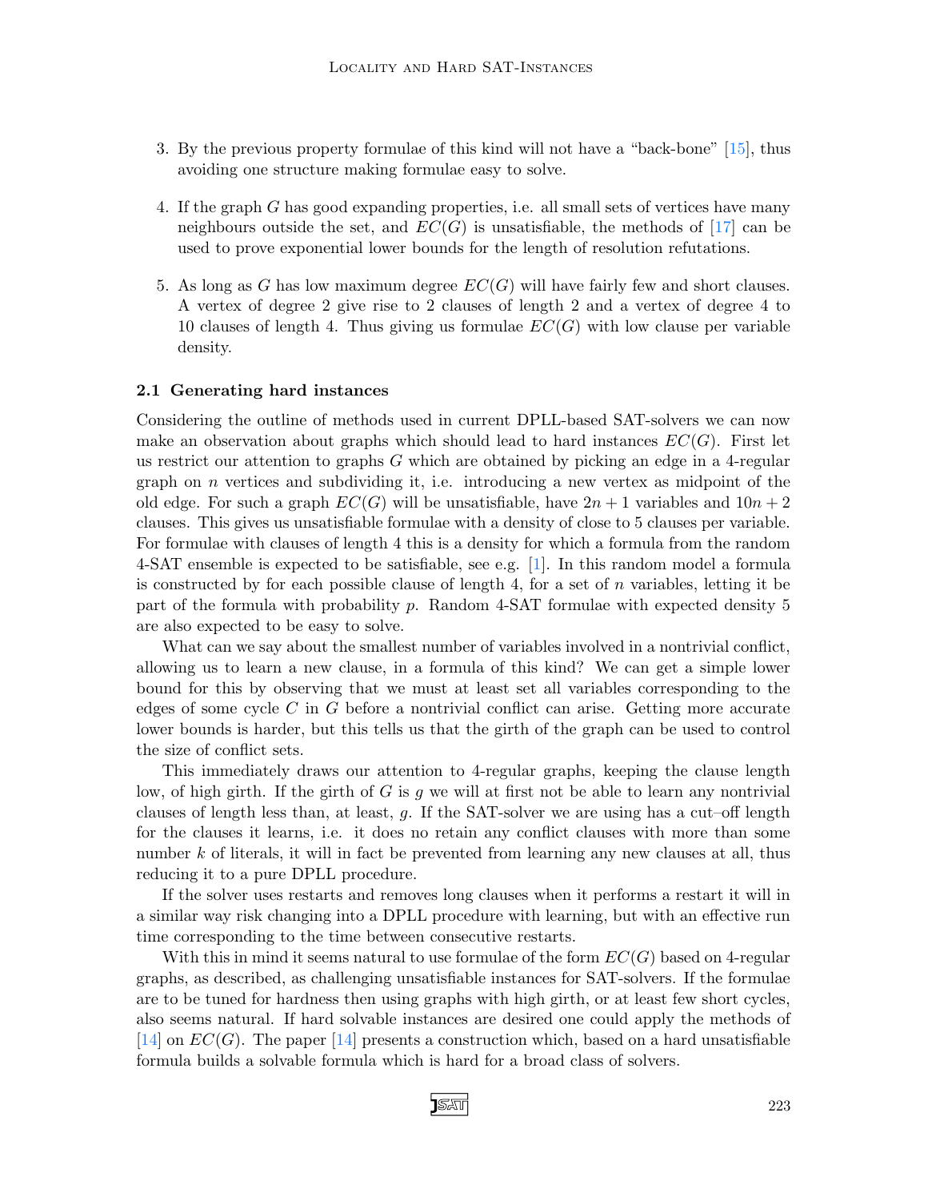3. By the previous property formulae of this kind will not have a "back-bone" [15], thus avoiding one structure making formulae easy to solve.

4. If the graph $G$ has good expanding properties, i.e. all small sets of vertices have many neighbours outside the set, and $EC(G)$ is unsatisfiable, the methods of [17] can be used to prove exponential lower bounds for the length of resolution refutations.

5. As long as $G$ has low maximum degree $EC(G)$ will have fairly few and short clauses. A vertex of degree 2 give rise to 2 clauses of length 2 and a vertex of degree 4 to 10 clauses of length 4. Thus giving us formulae $EC(G)$ with low clause per variable density.

### 2.1 Generating hard instances

Considering the outline of methods used in current DPLL-based SAT-solvers we can now make an observation about graphs which should lead to hard instances $EC(G)$. First let us restrict our attention to graphs $G$ which are obtained by picking an edge in a 4-regular graph on $n$ vertices and subdividing it, i.e. introducing a new vertex as midpoint of the old edge. For such a graph $EC(G)$ will be unsatisfiable, have $2n + 1$ variables and $10n + 2$ clauses. This gives us unsatisfiable formulae with a density of close to 5 clauses per variable. For formulae with clauses of length 4 this is a density for which a formula from the random 4-SAT ensemble is expected to be satisfiable, see e.g. [1]. In this random model a formula is constructed by for each possible clause of length 4, for a set of $n$ variables, letting it be part of the formula with probability $p$. Random 4-SAT formulae with expected density 5 are also expected to be easy to solve.

What can we say about the smallest number of variables involved in a nontrivial conflict, allowing us to learn a new clause, in a formula of this kind? We can get a simple lower bound for this by observing that we must at least set all variables corresponding to the edges of some cycle $C$ in $G$ before a nontrivial conflict can arise. Getting more accurate lower bounds is harder, but this tells us that the girth of the graph can be used to control the size of conflict sets.

This immediately draws our attention to 4-regular graphs, keeping the clause length low, of high girth. If the girth of $G$ is $g$ we will at first not be able to learn any nontrivial clauses of length less than, at least, $g$. If the SAT-solver we are using has a cut–off length for the clauses it learns, i.e. it does no retain any conflict clauses with more than some number $k$ of literals, it will in fact be prevented from learning any new clauses at all, thus reducing it to a pure DPLL procedure.

If the solver uses restarts and removes long clauses when it performs a restart it will in a similar way risk changing into a DPLL procedure with learning, but with an effective run time corresponding to the time between consecutive restarts.

With this in mind it seems natural to use formulae of the form $EC(G)$ based on 4-regular graphs, as described, as challenging unsatisfiable instances for SAT-solvers. If the formulae are to be tuned for hardness then using graphs with high girth, or at least few short cycles, also seems natural. If hard solvable instances are desired one could apply the methods of [14] on $EC(G)$. The paper [14] presents a construction which, based on a hard unsatisfiable formula builds a solvable formula which is hard for a broad class of solvers.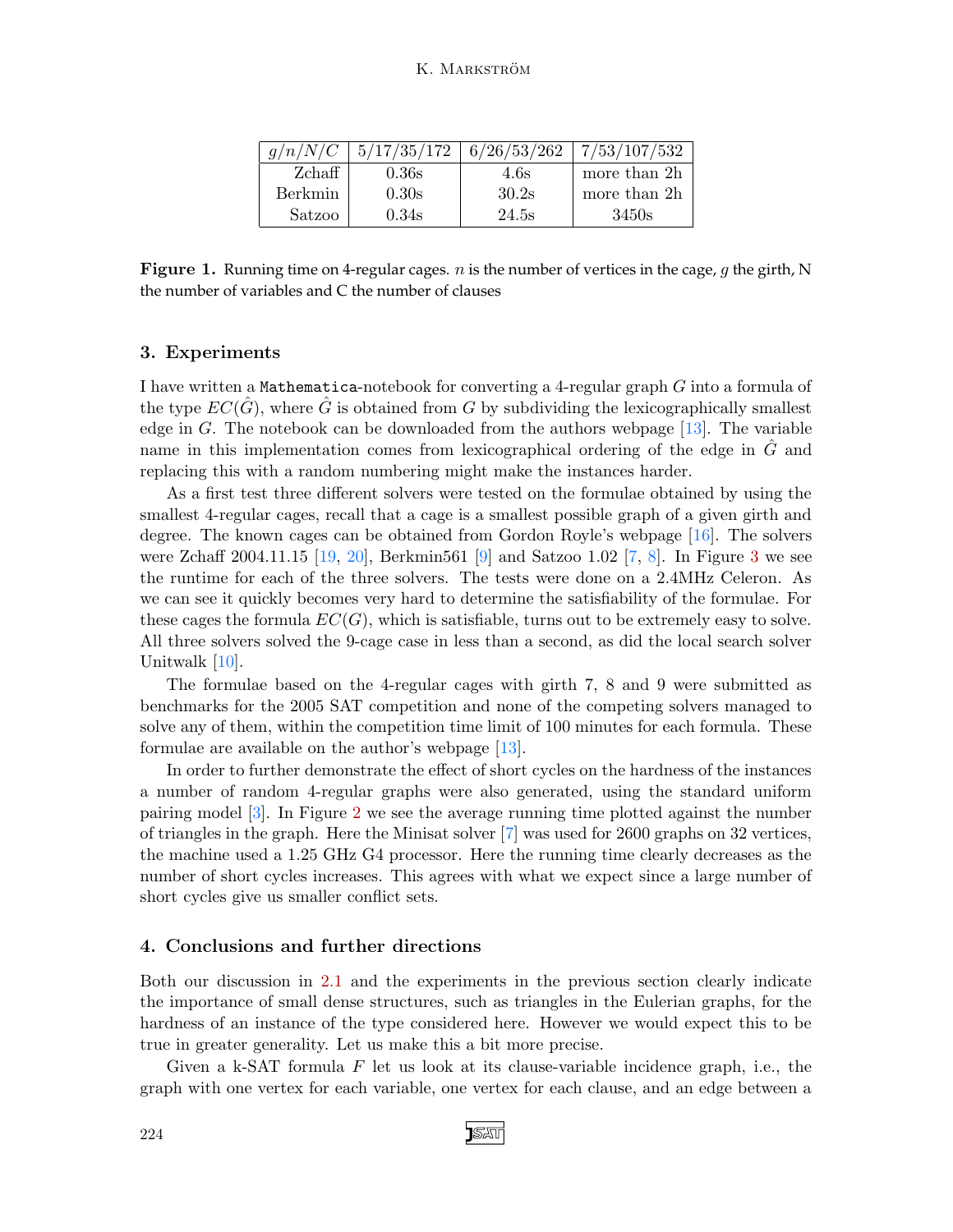| $g/n/N/C$ | 5/17/35/172 | 6/26/53/262 | 7/53/107/532 |
|---|---|---|---|
| Zchaff | 0.36s | 4.6s | more than 2h |
| Berkmin | 0.30s | 30.2s | more than 2h |
| Satzoo | 0.34s | 24.5s | 3450s |

**Figure 1.** Running time on 4-regular cages. $n$ is the number of vertices in the cage, $g$ the girth, N the number of variables and C the number of clauses

## 3. Experiments

I have written a `Mathematica`-notebook for converting a 4-regular graph $G$ into a formula of the type $EC(\hat{G})$, where $\hat{G}$ is obtained from $G$ by subdividing the lexicographically smallest edge in $G$. The notebook can be downloaded from the authors webpage [13]. The variable name in this implementation comes from lexicographical ordering of the edge in $\hat{G}$ and replacing this with a random numbering might make the instances harder.

As a first test three different solvers were tested on the formulae obtained by using the smallest 4-regular cages, recall that a cage is a smallest possible graph of a given girth and degree. The known cages can be obtained from Gordon Royle's webpage [16]. The solvers were Zchaff 2004.11.15 [19, 20], Berkmin561 [9] and Satzoo 1.02 [7, 8]. In Figure 3 we see the runtime for each of the three solvers. The tests were done on a 2.4MHz Celeron. As we can see it quickly becomes very hard to determine the satisfiability of the formulae. For these cages the formula $EC(G)$, which is satisfiable, turns out to be extremely easy to solve. All three solvers solved the 9-cage case in less than a second, as did the local search solver Unitwalk [10].

The formulae based on the 4-regular cages with girth 7, 8 and 9 were submitted as benchmarks for the 2005 SAT competition and none of the competing solvers managed to solve any of them, within the competition time limit of 100 minutes for each formula. These formulae are available on the author's webpage [13].

In order to further demonstrate the effect of short cycles on the hardness of the instances a number of random 4-regular graphs were also generated, using the standard uniform pairing model [3]. In Figure 2 we see the average running time plotted against the number of triangles in the graph. Here the Minisat solver [7] was used for 2600 graphs on 32 vertices, the machine used a 1.25 GHz G4 processor. Here the running time clearly decreases as the number of short cycles increases. This agrees with what we expect since a large number of short cycles give us smaller conflict sets.

## 4. Conclusions and further directions

Both our discussion in 2.1 and the experiments in the previous section clearly indicate the importance of small dense structures, such as triangles in the Eulerian graphs, for the hardness of an instance of the type considered here. However we would expect this to be true in greater generality. Let us make this a bit more precise.

Given a k-SAT formula $F$ let us look at its clause-variable incidence graph, i.e., the graph with one vertex for each variable, one vertex for each clause, and an edge between a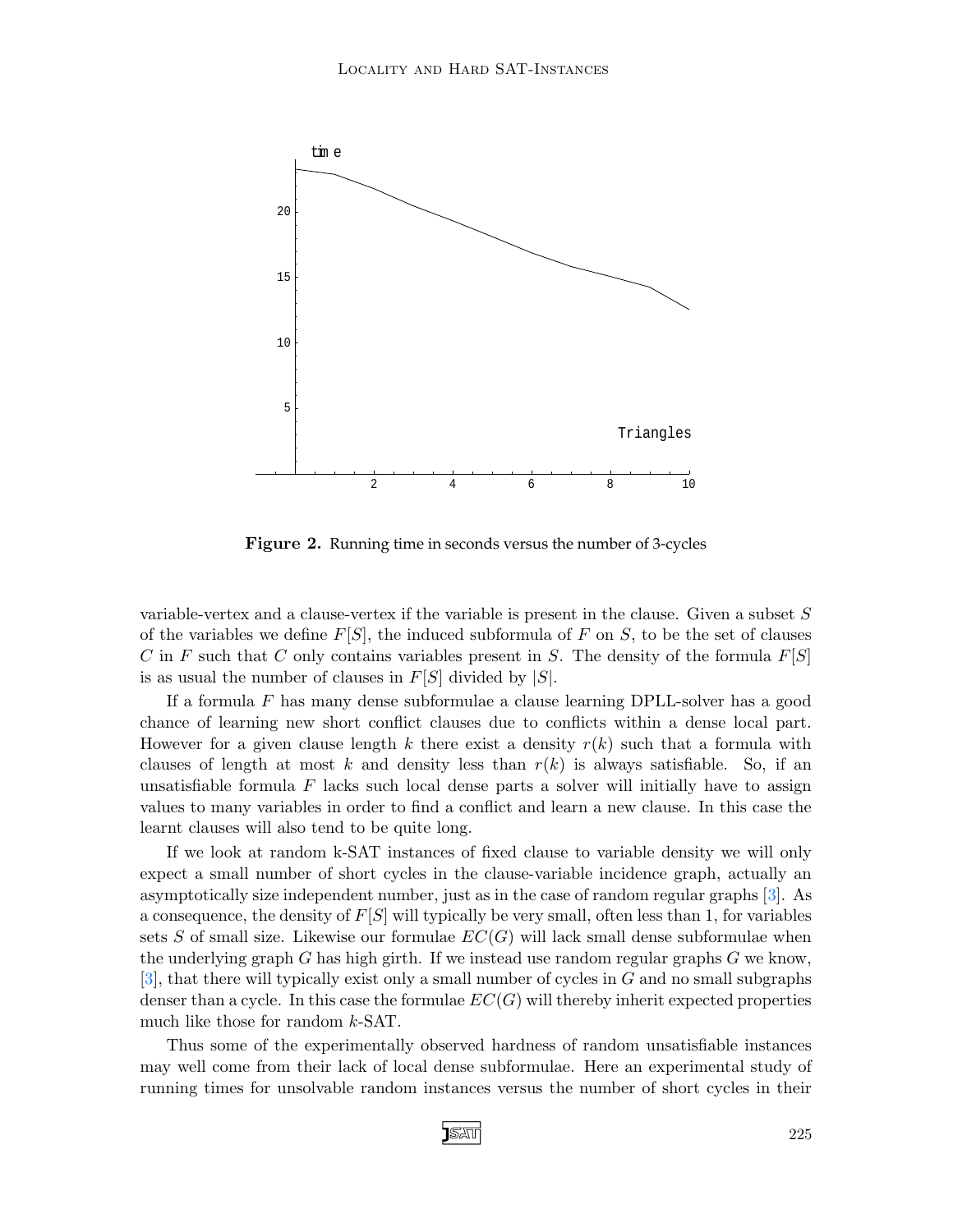**Figure 2.** Running time in seconds versus the number of 3-cycles

variable-vertex and a clause-vertex if the variable is present in the clause. Given a subset $S$ of the variables we define $F[S]$, the induced subformula of $F$ on $S$, to be the set of clauses $C$ in $F$ such that $C$ only contains variables present in $S$. The density of the formula $F[S]$ is as usual the number of clauses in $F[S]$ divided by $|S|$.

If a formula $F$ has many dense subformulae a clause learning DPLL-solver has a good chance of learning new short conflict clauses due to conflicts within a dense local part. However for a given clause length $k$ there exist a density $r(k)$ such that a formula with clauses of length at most $k$ and density less than $r(k)$ is always satisfiable. So, if an unsatisfiable formula $F$ lacks such local dense parts a solver will initially have to assign values to many variables in order to find a conflict and learn a new clause. In this case the learnt clauses will also tend to be quite long.

If we look at random k-SAT instances of fixed clause to variable density we will only expect a small number of short cycles in the clause-variable incidence graph, actually an asymptotically size independent number, just as in the case of random regular graphs [3]. As a consequence, the density of $F[S]$ will typically be very small, often less than 1, for variables sets $S$ of small size. Likewise our formulae $EC(G)$ will lack small dense subformulae when the underlying graph $G$ has high girth. If we instead use random regular graphs $G$ we know, [3], that there will typically exist only a small number of cycles in $G$ and no small subgraphs denser than a cycle. In this case the formulae $EC(G)$ will thereby inherit expected properties much like those for random $k$-SAT.

Thus some of the experimentally observed hardness of random unsatisfiable instances may well come from their lack of local dense subformulae. Here an experimental study of running times for unsolvable random instances versus the number of short cycles in their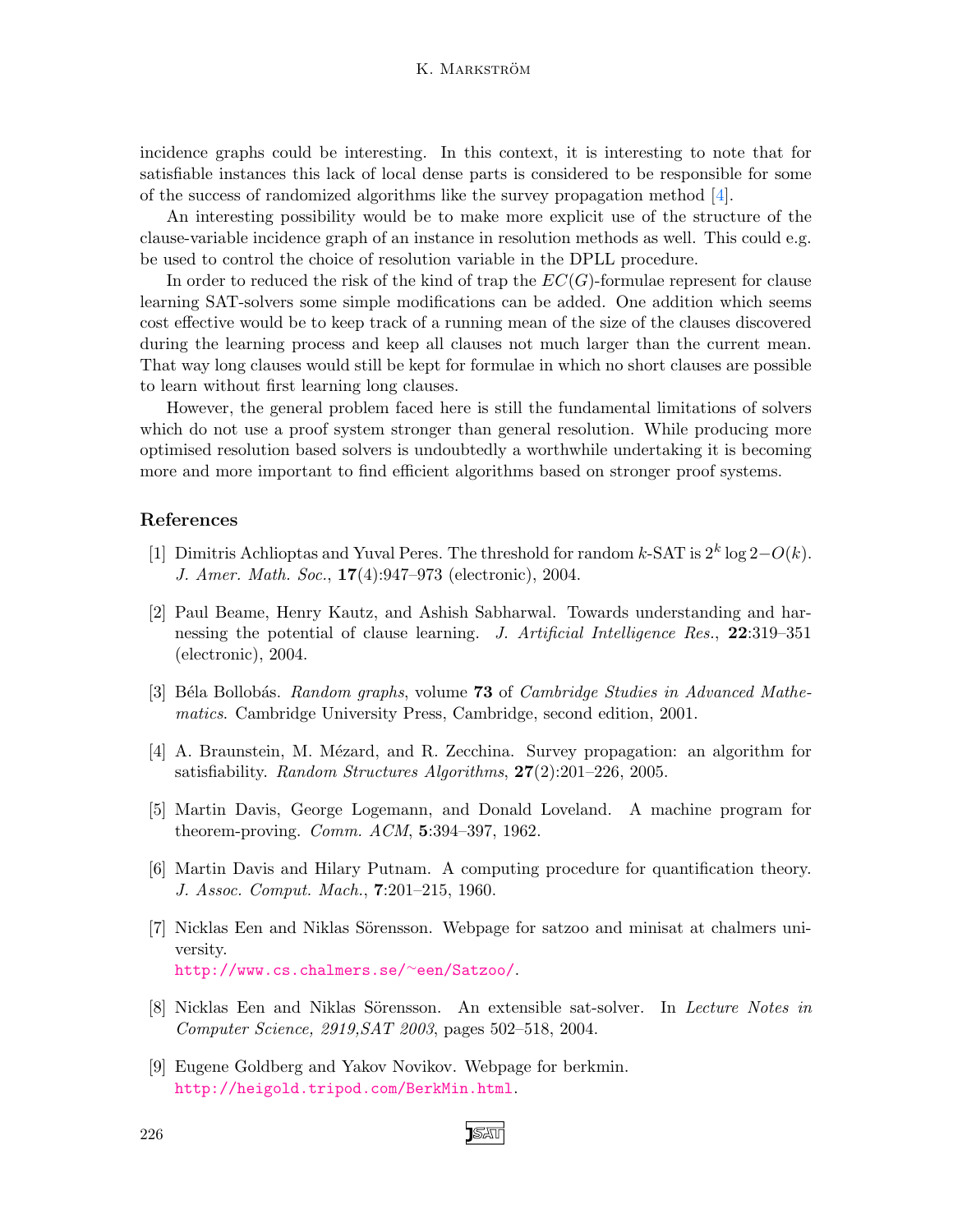incidence graphs could be interesting. In this context, it is interesting to note that for satisfiable instances this lack of local dense parts is considered to be responsible for some of the success of randomized algorithms like the survey propagation method [4].

An interesting possibility would be to make more explicit use of the structure of the clause-variable incidence graph of an instance in resolution methods as well. This could e.g. be used to control the choice of resolution variable in the DPLL procedure.

In order to reduced the risk of the kind of trap the $EC(G)$-formulae represent for clause learning SAT-solvers some simple modifications can be added. One addition which seems cost effective would be to keep track of a running mean of the size of the clauses discovered during the learning process and keep all clauses not much larger than the current mean. That way long clauses would still be kept for formulae in which no short clauses are possible to learn without first learning long clauses.

However, the general problem faced here is still the fundamental limitations of solvers which do not use a proof system stronger than general resolution. While producing more optimised resolution based solvers is undoubtedly a worthwhile undertaking it is becoming more and more important to find efficient algorithms based on stronger proof systems.

## References

[1] Dimitris Achlioptas and Yuval Peres. The threshold for random $k$-SAT is $2^k \log 2 - O(k)$. *J. Amer. Math. Soc.*, **17**(4):947–973 (electronic), 2004.

[2] Paul Beame, Henry Kautz, and Ashish Sabharwal. Towards understanding and harnessing the potential of clause learning. *J. Artificial Intelligence Res.*, **22**:319–351 (electronic), 2004.

[3] Béla Bollobás. *Random graphs*, volume **73** of *Cambridge Studies in Advanced Mathematics*. Cambridge University Press, Cambridge, second edition, 2001.

[4] A. Braunstein, M. Mézard, and R. Zecchina. Survey propagation: an algorithm for satisfiability. *Random Structures Algorithms*, **27**(2):201–226, 2005.

[5] Martin Davis, George Logemann, and Donald Loveland. A machine program for theorem-proving. *Comm. ACM*, **5**:394–397, 1962.

[6] Martin Davis and Hilary Putnam. A computing procedure for quantification theory. *J. Assoc. Comput. Mach.*, **7**:201–215, 1960.

[7] Nicklas Een and Niklas Sörensson. Webpage for satzoo and minisat at chalmers university. http://www.cs.chalmers.se/~een/Satzoo/.

[8] Nicklas Een and Niklas Sörensson. An extensible sat-solver. In *Lecture Notes in Computer Science, 2919,SAT 2003*, pages 502–518, 2004.

[9] Eugene Goldberg and Yakov Novikov. Webpage for berkmin. http://heigold.tripod.com/BerkMin.html.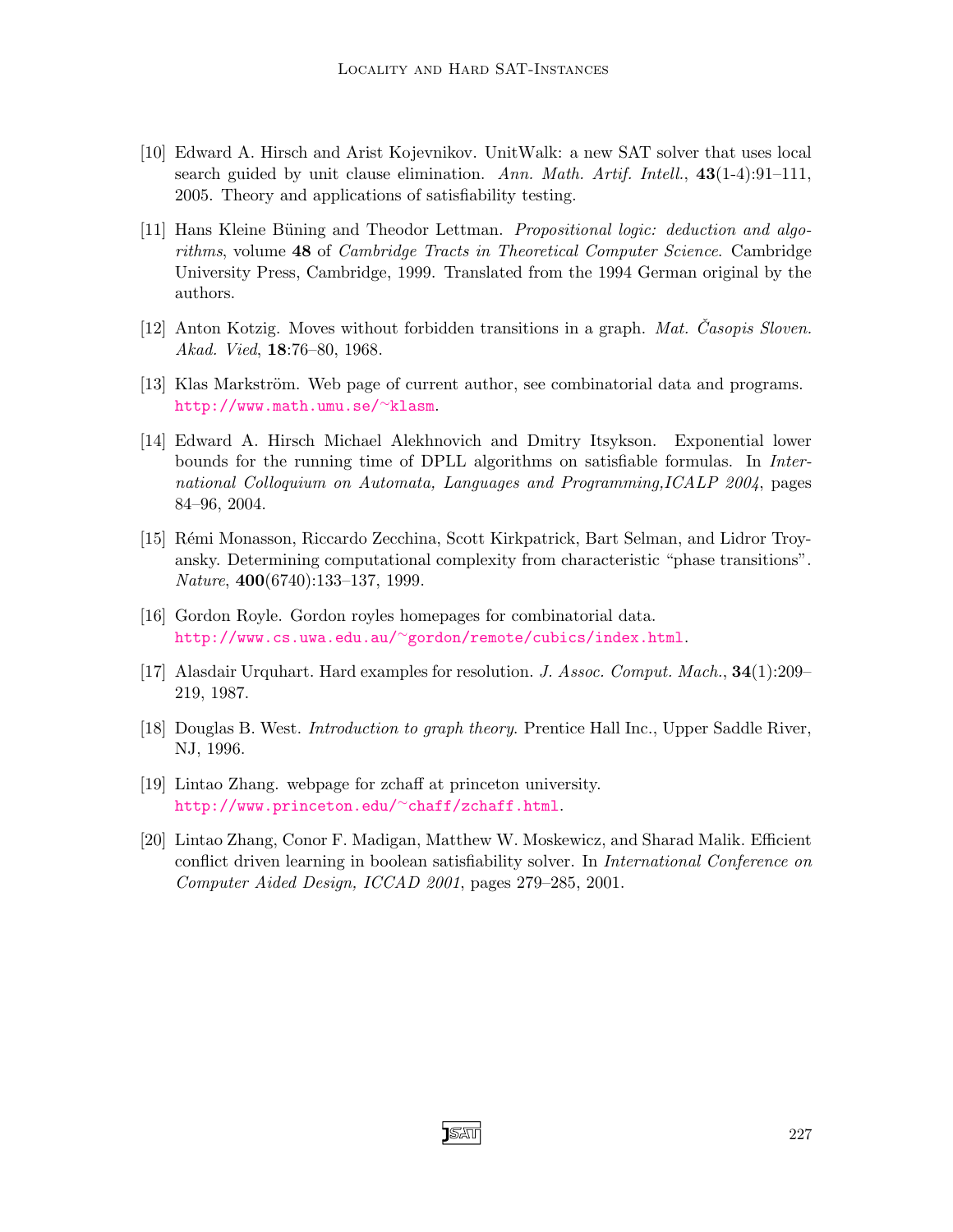[10] Edward A. Hirsch and Arist Kojevnikov. UnitWalk: a new SAT solver that uses local search guided by unit clause elimination. *Ann. Math. Artif. Intell.*, **43**(1-4):91–111, 2005. Theory and applications of satisfiability testing.

[11] Hans Kleine Büning and Theodor Lettman. *Propositional logic: deduction and algorithms*, volume **48** of *Cambridge Tracts in Theoretical Computer Science*. Cambridge University Press, Cambridge, 1999. Translated from the 1994 German original by the authors.

[12] Anton Kotzig. Moves without forbidden transitions in a graph. *Mat. Časopis Sloven. Akad. Vied*, **18**:76–80, 1968.

[13] Klas Markström. Web page of current author, see combinatorial data and programs. http://www.math.umu.se/~klasm.

[14] Edward A. Hirsch Michael Alekhnovich and Dmitry Itsykson. Exponential lower bounds for the running time of DPLL algorithms on satisfiable formulas. In *International Colloquium on Automata, Languages and Programming,ICALP 2004*, pages 84–96, 2004.

[15] Rémi Monasson, Riccardo Zecchina, Scott Kirkpatrick, Bart Selman, and Lidror Troyansky. Determining computational complexity from characteristic "phase transitions". *Nature*, **400**(6740):133–137, 1999.

[16] Gordon Royle. Gordon royles homepages for combinatorial data. http://www.cs.uwa.edu.au/~gordon/remote/cubics/index.html.

[17] Alasdair Urquhart. Hard examples for resolution. *J. Assoc. Comput. Mach.*, **34**(1):209–219, 1987.

[18] Douglas B. West. *Introduction to graph theory*. Prentice Hall Inc., Upper Saddle River, NJ, 1996.

[19] Lintao Zhang. webpage for zchaff at princeton university. http://www.princeton.edu/~chaff/zchaff.html.

[20] Lintao Zhang, Conor F. Madigan, Matthew W. Moskewicz, and Sharad Malik. Efficient conflict driven learning in boolean satisfiability solver. In *International Conference on Computer Aided Design, ICCAD 2001*, pages 279–285, 2001.